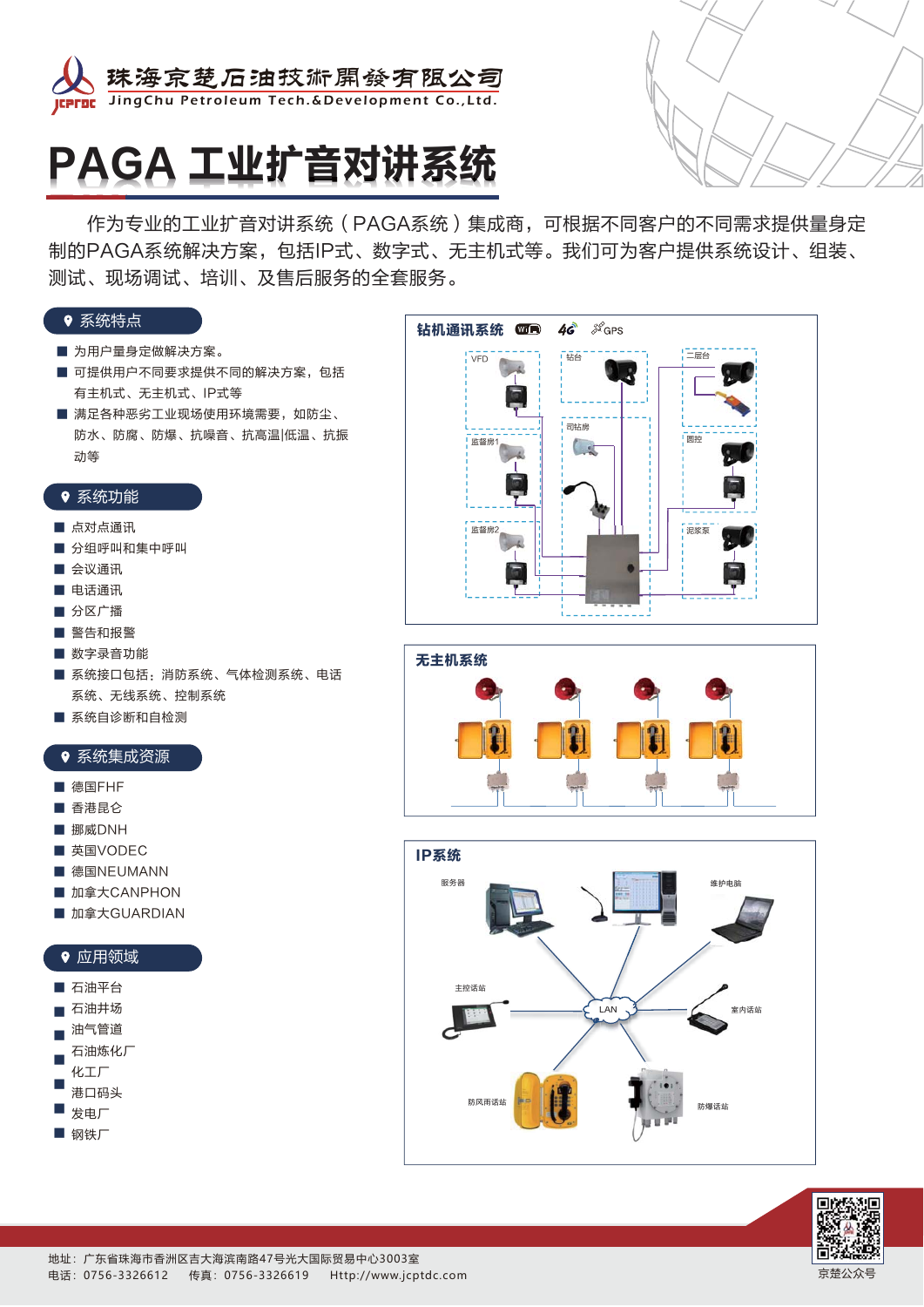珠海京楚石油技術開發有限公司
JingChu Petroleum Tech.&Development Co.,Ltd.

# PAGA 工业扩音对讲系统

作为专业的工业扩音对讲系统（PAGA系统）集成商，可根据不同客户的不同需求提供量身定制的PAGA系统解决方案，包括IP式、数字式、无主机式等。我们可为客户提供系统设计、组装、测试、现场调试、培训、及售后服务的全套服务。

## 系统特点

- 为用户量身定做解决方案。
- 可提供用户不同要求提供不同的解决方案，包括有主机式、无主机式、IP式等
- 满足各种恶劣工业现场使用环境需要，如防尘、防水、防腐、防爆、抗噪音、抗高温|低温、抗振动等

## 系统功能

- 点对点通讯
- 分组呼叫和集中呼叫
- 会议通讯
- 电话通讯
- 分区广播
- 警告和报警
- 数字录音功能
- 系统接口包括：消防系统、气体检测系统、电话系统、无线系统、控制系统
- 系统自诊断和自检测

## 系统集成资源

- 德国FHF
- 香港昆仑
- 挪威DNH
- 英国VODEC
- 德国NEUMANN
- 加拿大CANPHON
- 加拿大GUARDIAN

## 应用领域

- 石油平台
- 石油井场
- 油气管道
- 石油炼化厂
- 化工厂
- 港口码头
- 发电厂
- 钢铁厂

### 钻机通讯系统

WiFi 4G GPS

VFD
钻台
二层台
司钻房
监督房1
圆控
监督房2
泥浆泵

### 无主机系统

### IP系统

服务器
维护电脑
主控话站
LAN
室内话站
防风雨话站
防爆话站

地址：广东省珠海市香洲区吉大海滨南路47号光大国际贸易中心3003室
电话：0756-3326612 传真：0756-3326619 Http://www.jcptdc.com

京楚公众号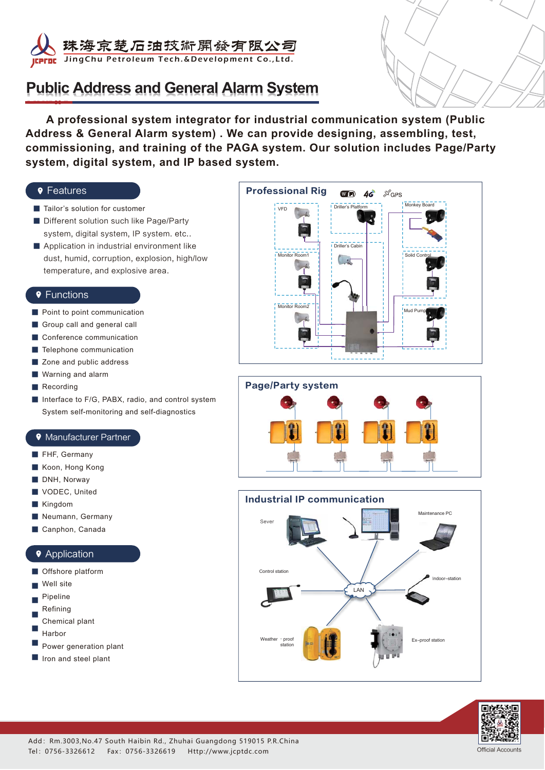珠海京楚石油技術開發有限公司
JingChu Petroleum Tech.&Development Co.,Ltd.

# Public Address and General Alarm System

**A professional system integrator for industrial communication system (Public Address & General Alarm system) . We can provide designing, assembling, test, commissioning, and training of the PAGA system. Our solution includes Page/Party system, digital system, and IP based system.**

## Features

- Tailor's solution for customer
- Different solution such like Page/Party system, digital system, IP system. etc..
- Application in industrial environment like dust, humid, corruption, explosion, high/low temperature, and explosive area.

## Functions

- Point to point communication
- Group call and general call
- Conference communication
- Telephone communication
- Zone and public address
- Warning and alarm
- Recording
- Interface to F/G, PABX, radio, and control system
  System self-monitoring and self-diagnostics

## Manufacturer Partner

- FHF, Germany
- Koon, Hong Kong
- DNH, Norway
- VODEC, United
- Kingdom
- Neumann, Germany
- Canphon, Canada

## Application

- Offshore platform
- Well site
- Pipeline
- Refining
- Chemical plant
- Harbor
- Power generation plant
- Iron and steel plant

## Professional Rig

4G GPS

VFD

Driller's Platform

Monkey Board

Driller's Cabin

Monitor Room1

Solid Control

Monitor Room2

Mud Pump

## Page/Party system

## Industrial IP communication

Sever

Maintenance PC

Control station

LAN

Indoor–station

Weather - proof station

Ex–proof station

Add: Rm.3003,No.47 South Haibin Rd., Zhuhai Guangdong 519015 P.R.China
Tel: 0756-3326612 Fax: 0756-3326619 Http://www.jcptdc.com

Official Accounts